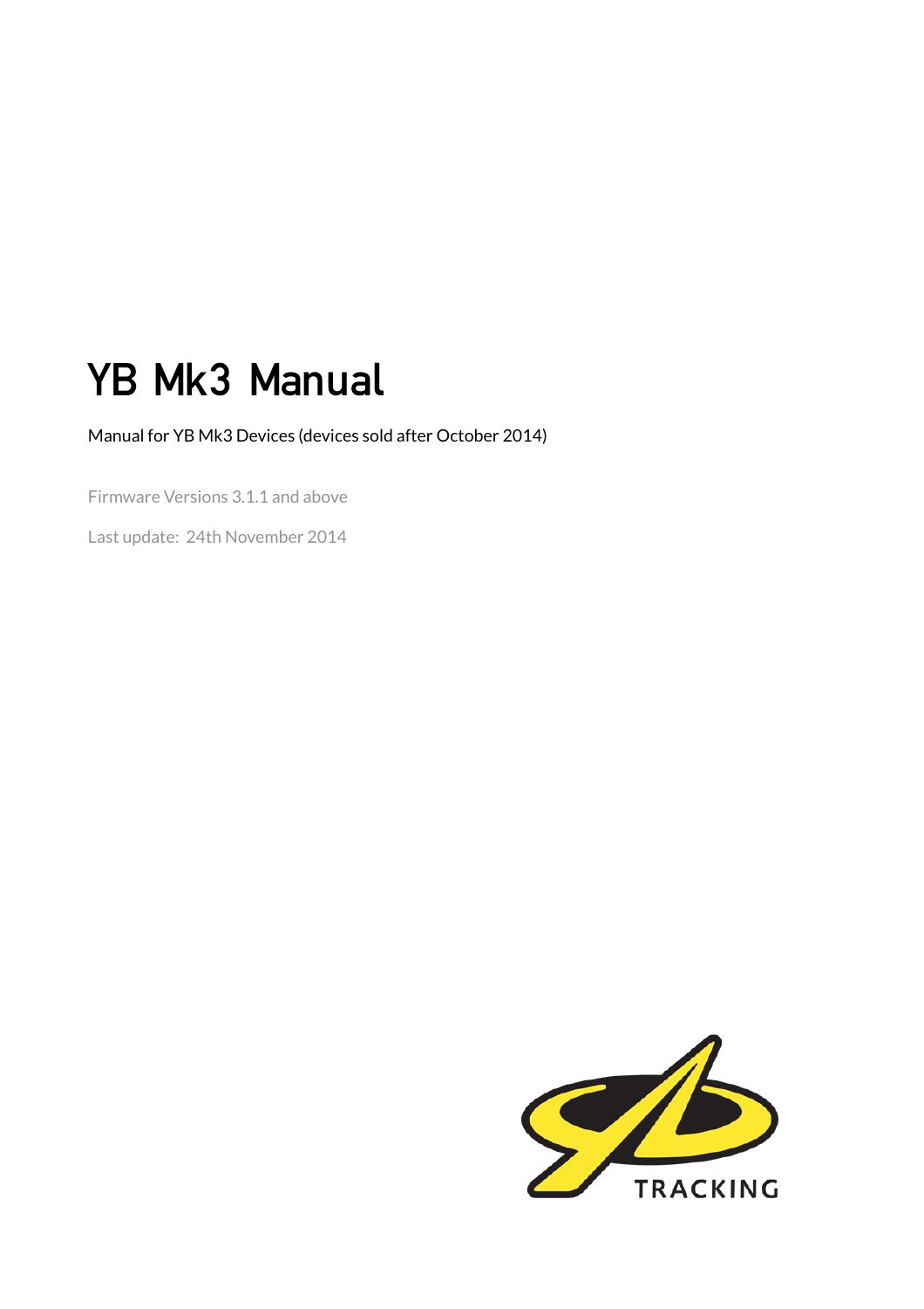# YB Mk3 Manual

Manual for YB Mk3 Devices (devices sold after October 2014)

Firmware Versions 3.1.1 and above

Last update: 24th November 2014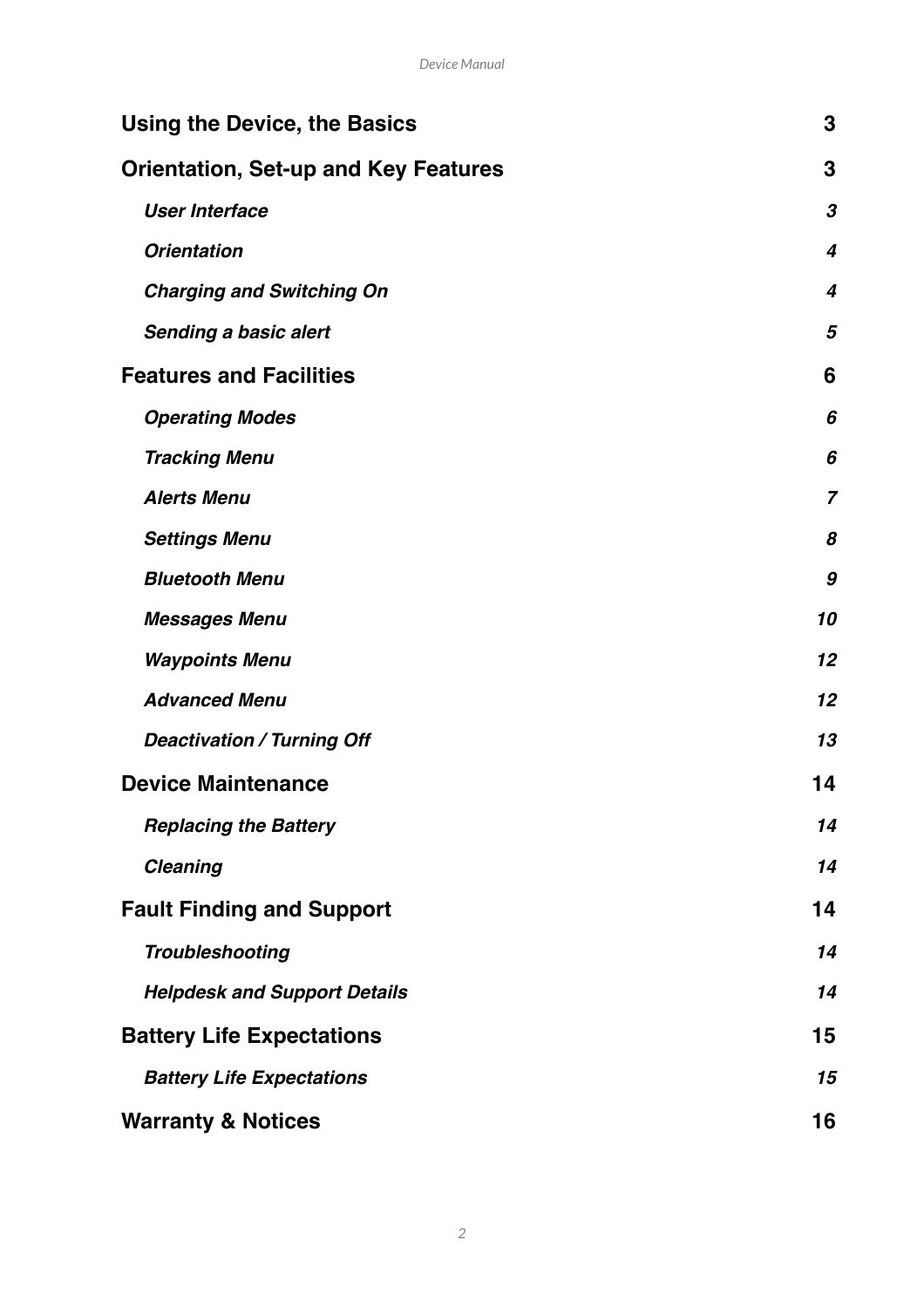| | |
|---|---|
| **Using the Device, the Basics** | **3** |
| **Orientation, Set-up and Key Features** | **3** |
| ***User Interface*** | ***3*** |
| ***Orientation*** | ***4*** |
| ***Charging and Switching On*** | ***4*** |
| ***Sending a basic alert*** | ***5*** |
| **Features and Facilities** | **6** |
| ***Operating Modes*** | ***6*** |
| ***Tracking Menu*** | ***6*** |
| ***Alerts Menu*** | ***7*** |
| ***Settings Menu*** | ***8*** |
| ***Bluetooth Menu*** | ***9*** |
| ***Messages Menu*** | ***10*** |
| ***Waypoints Menu*** | ***12*** |
| ***Advanced Menu*** | ***12*** |
| ***Deactivation / Turning Off*** | ***13*** |
| **Device Maintenance** | **14** |
| ***Replacing the Battery*** | ***14*** |
| ***Cleaning*** | ***14*** |
| **Fault Finding and Support** | **14** |
| ***Troubleshooting*** | ***14*** |
| ***Helpdesk and Support Details*** | ***14*** |
| **Battery Life Expectations** | **15** |
| ***Battery Life Expectations*** | ***15*** |
| **Warranty & Notices** | **16** |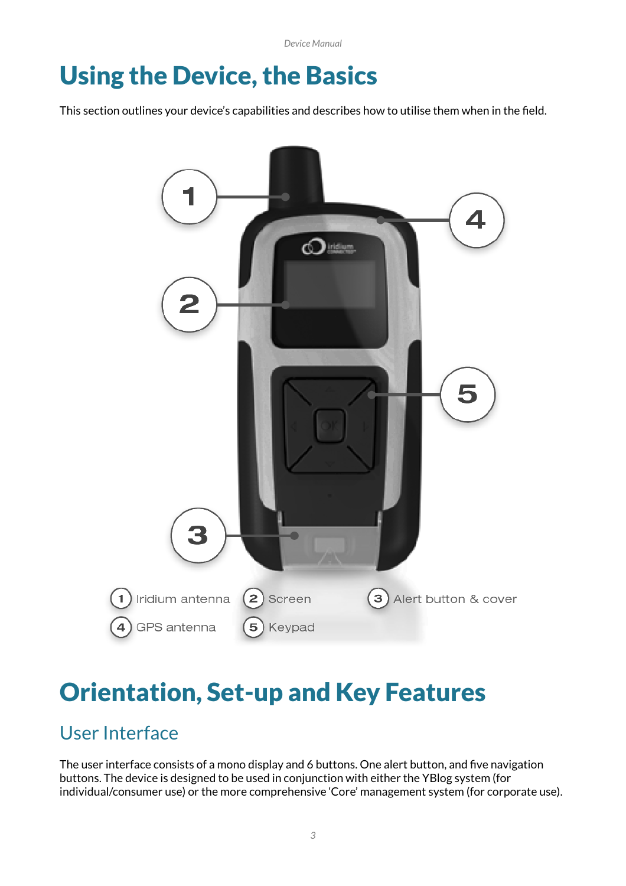# Using the Device, the Basics

This section outlines your device's capabilities and describes how to utilise them when in the field.

1 Iridium antenna
2 Screen
3 Alert button & cover
4 GPS antenna
5 Keypad

# Orientation, Set-up and Key Features

## User Interface

The user interface consists of a mono display and 6 buttons. One alert button, and five navigation buttons. The device is designed to be used in conjunction with either the YBlog system (for individual/consumer use) or the more comprehensive 'Core' management system (for corporate use).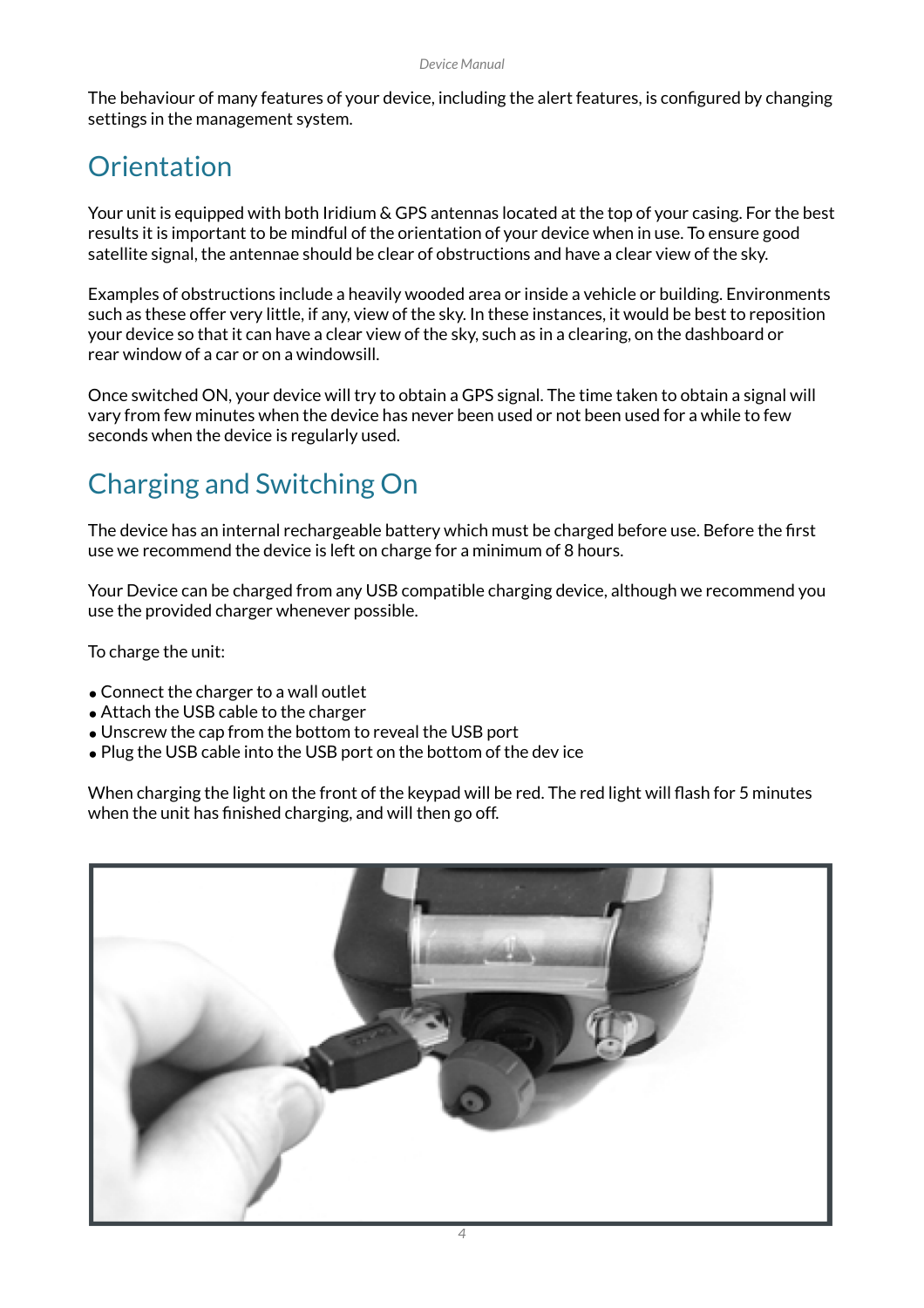The behaviour of many features of your device, including the alert features, is configured by changing settings in the management system.

## Orientation

Your unit is equipped with both Iridium & GPS antennas located at the top of your casing. For the best results it is important to be mindful of the orientation of your device when in use. To ensure good satellite signal, the antennae should be clear of obstructions and have a clear view of the sky.

Examples of obstructions include a heavily wooded area or inside a vehicle or building. Environments such as these offer very little, if any, view of the sky. In these instances, it would be best to reposition your device so that it can have a clear view of the sky, such as in a clearing, on the dashboard or rear window of a car or on a windowsill.

Once switched ON, your device will try to obtain a GPS signal. The time taken to obtain a signal will vary from few minutes when the device has never been used or not been used for a while to few seconds when the device is regularly used.

## Charging and Switching On

The device has an internal rechargeable battery which must be charged before use. Before the first use we recommend the device is left on charge for a minimum of 8 hours.

Your Device can be charged from any USB compatible charging device, although we recommend you use the provided charger whenever possible.

To charge the unit:

- Connect the charger to a wall outlet
- Attach the USB cable to the charger
- Unscrew the cap from the bottom to reveal the USB port
- Plug the USB cable into the USB port on the bottom of the dev ice

When charging the light on the front of the keypad will be red. The red light will flash for 5 minutes when the unit has finished charging, and will then go off.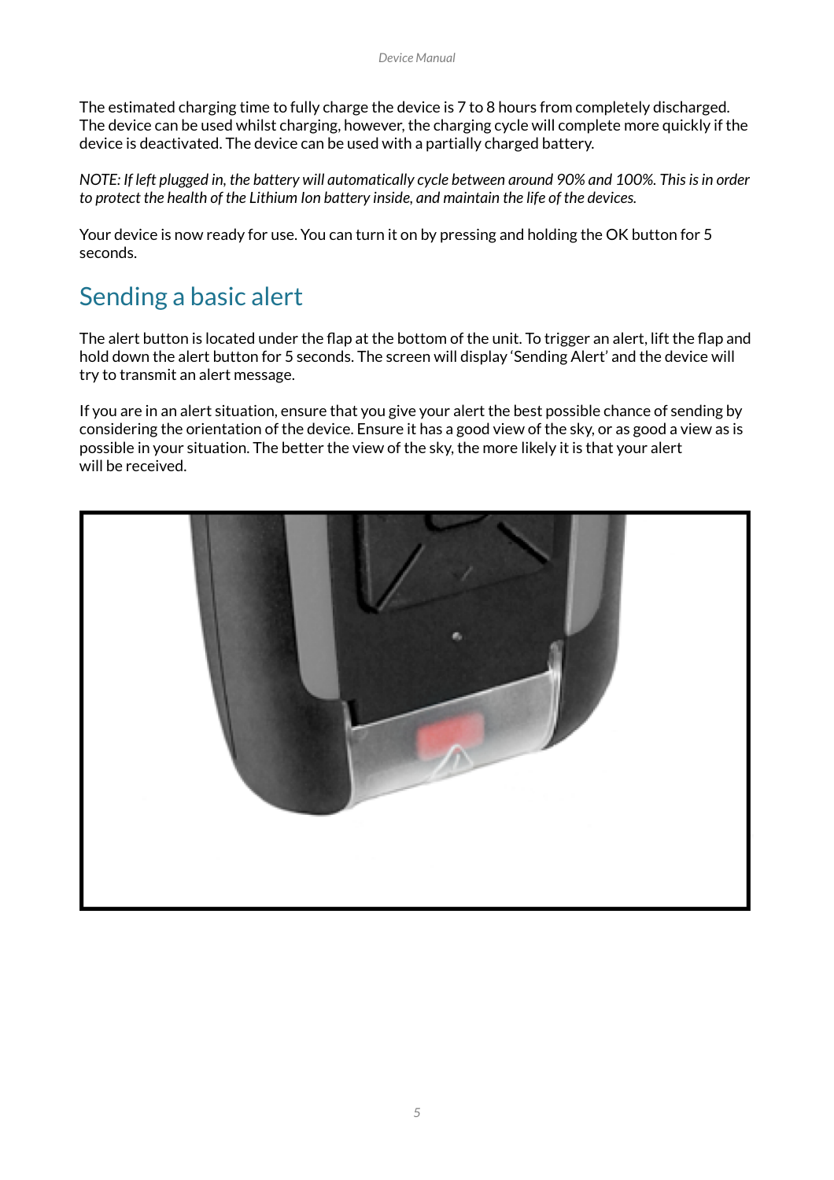The estimated charging time to fully charge the device is 7 to 8 hours from completely discharged. The device can be used whilst charging, however, the charging cycle will complete more quickly if the device is deactivated. The device can be used with a partially charged battery.

*NOTE: If left plugged in, the battery will automatically cycle between around 90% and 100%. This is in order to protect the health of the Lithium Ion battery inside, and maintain the life of the devices.*

Your device is now ready for use. You can turn it on by pressing and holding the OK button for 5 seconds.

## Sending a basic alert

The alert button is located under the flap at the bottom of the unit. To trigger an alert, lift the flap and hold down the alert button for 5 seconds. The screen will display 'Sending Alert' and the device will try to transmit an alert message.

If you are in an alert situation, ensure that you give your alert the best possible chance of sending by considering the orientation of the device. Ensure it has a good view of the sky, or as good a view as is possible in your situation. The better the view of the sky, the more likely it is that your alert will be received.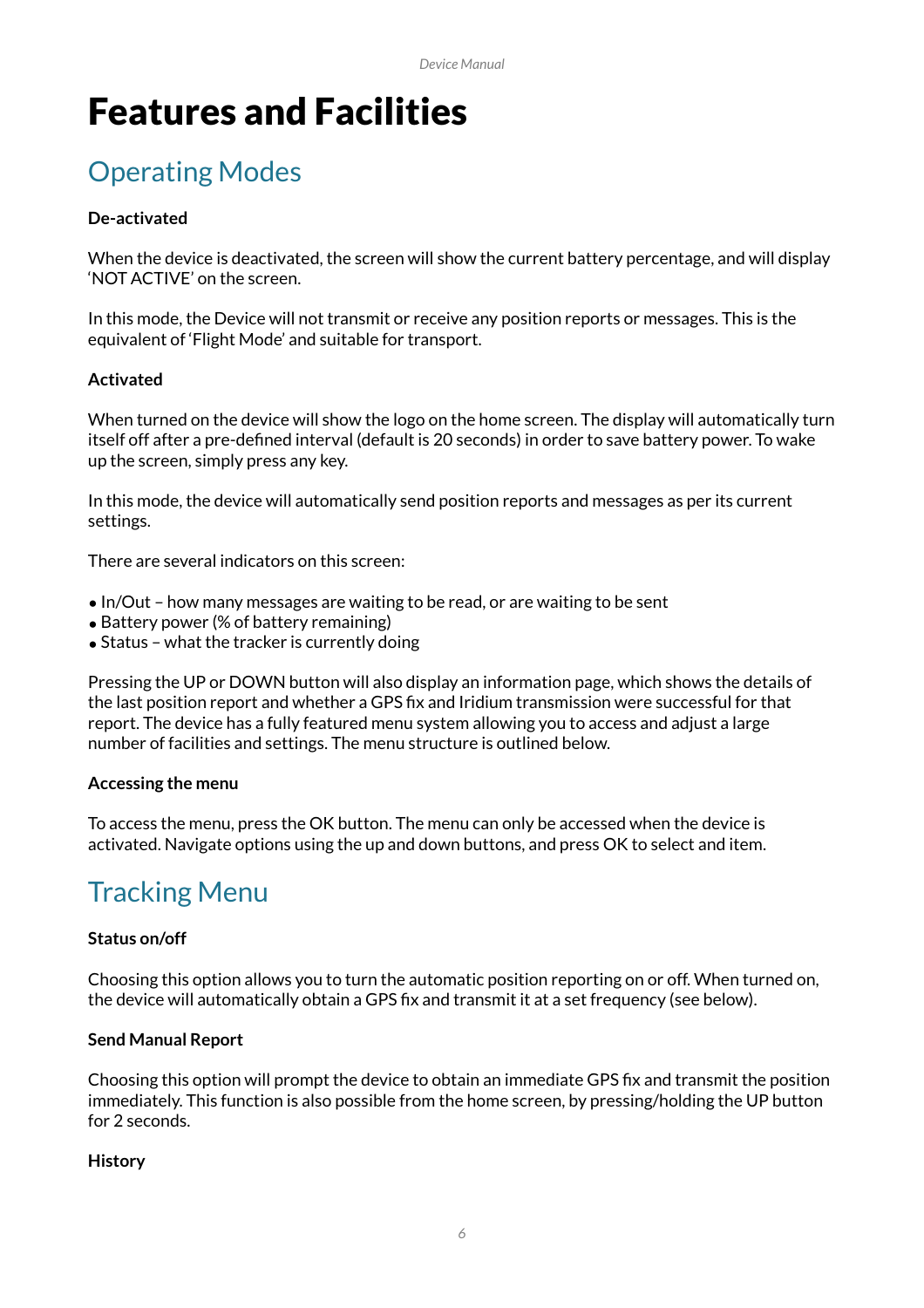# Features and Facilities

## Operating Modes

**De-activated**

When the device is deactivated, the screen will show the current battery percentage, and will display 'NOT ACTIVE' on the screen.

In this mode, the Device will not transmit or receive any position reports or messages. This is the equivalent of 'Flight Mode' and suitable for transport.

**Activated**

When turned on the device will show the logo on the home screen. The display will automatically turn itself off after a pre-defined interval (default is 20 seconds) in order to save battery power. To wake up the screen, simply press any key.

In this mode, the device will automatically send position reports and messages as per its current settings.

There are several indicators on this screen:

- In/Out – how many messages are waiting to be read, or are waiting to be sent
- Battery power (% of battery remaining)
- Status – what the tracker is currently doing

Pressing the UP or DOWN button will also display an information page, which shows the details of the last position report and whether a GPS fix and Iridium transmission were successful for that report. The device has a fully featured menu system allowing you to access and adjust a large number of facilities and settings. The menu structure is outlined below.

**Accessing the menu**

To access the menu, press the OK button. The menu can only be accessed when the device is activated. Navigate options using the up and down buttons, and press OK to select and item.

## Tracking Menu

**Status on/off**

Choosing this option allows you to turn the automatic position reporting on or off. When turned on, the device will automatically obtain a GPS fix and transmit it at a set frequency (see below).

**Send Manual Report**

Choosing this option will prompt the device to obtain an immediate GPS fix and transmit the position immediately. This function is also possible from the home screen, by pressing/holding the UP button for 2 seconds.

**History**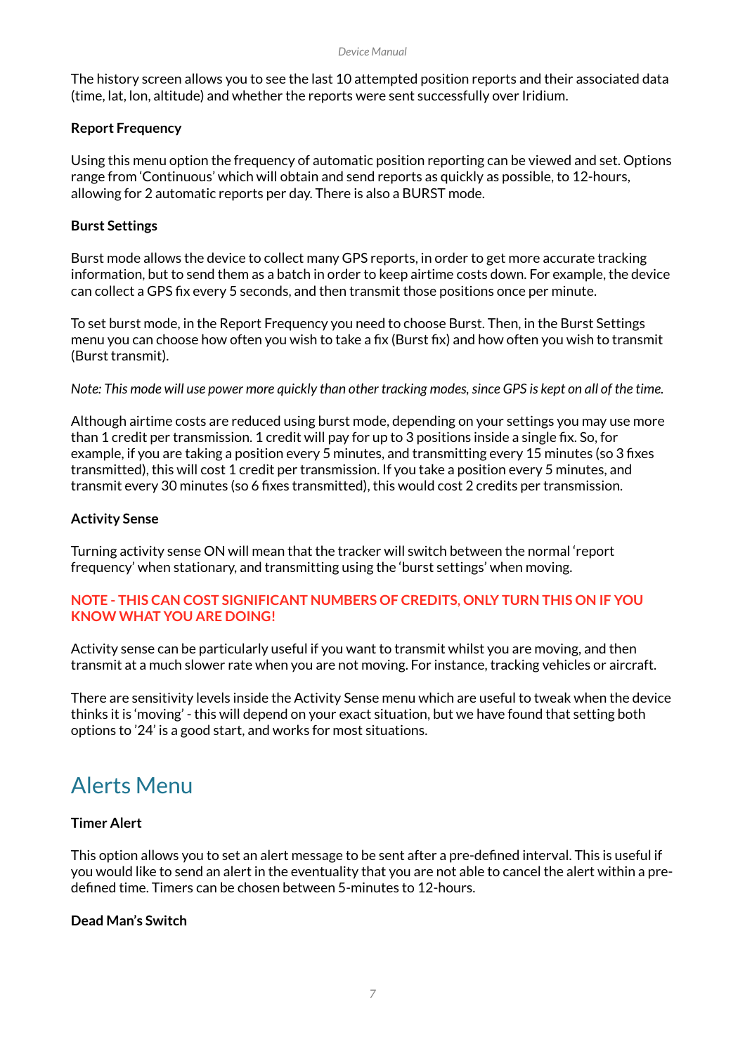The history screen allows you to see the last 10 attempted position reports and their associated data (time, lat, lon, altitude) and whether the reports were sent successfully over Iridium.

**Report Frequency**

Using this menu option the frequency of automatic position reporting can be viewed and set. Options range from 'Continuous' which will obtain and send reports as quickly as possible, to 12-hours, allowing for 2 automatic reports per day. There is also a BURST mode.

**Burst Settings**

Burst mode allows the device to collect many GPS reports, in order to get more accurate tracking information, but to send them as a batch in order to keep airtime costs down. For example, the device can collect a GPS fix every 5 seconds, and then transmit those positions once per minute.

To set burst mode, in the Report Frequency you need to choose Burst. Then, in the Burst Settings menu you can choose how often you wish to take a fix (Burst fix) and how often you wish to transmit (Burst transmit).

*Note: This mode will use power more quickly than other tracking modes, since GPS is kept on all of the time.*

Although airtime costs are reduced using burst mode, depending on your settings you may use more than 1 credit per transmission. 1 credit will pay for up to 3 positions inside a single fix. So, for example, if you are taking a position every 5 minutes, and transmitting every 15 minutes (so 3 fixes transmitted), this will cost 1 credit per transmission. If you take a position every 5 minutes, and transmit every 30 minutes (so 6 fixes transmitted), this would cost 2 credits per transmission.

**Activity Sense**

Turning activity sense ON will mean that the tracker will switch between the normal 'report frequency' when stationary, and transmitting using the 'burst settings' when moving.

**NOTE - THIS CAN COST SIGNIFICANT NUMBERS OF CREDITS, ONLY TURN THIS ON IF YOU KNOW WHAT YOU ARE DOING!**

Activity sense can be particularly useful if you want to transmit whilst you are moving, and then transmit at a much slower rate when you are not moving. For instance, tracking vehicles or aircraft.

There are sensitivity levels inside the Activity Sense menu which are useful to tweak when the device thinks it is 'moving' - this will depend on your exact situation, but we have found that setting both options to '24' is a good start, and works for most situations.

## Alerts Menu

**Timer Alert**

This option allows you to set an alert message to be sent after a pre-defined interval. This is useful if you would like to send an alert in the eventuality that you are not able to cancel the alert within a pre-defined time. Timers can be chosen between 5-minutes to 12-hours.

**Dead Man's Switch**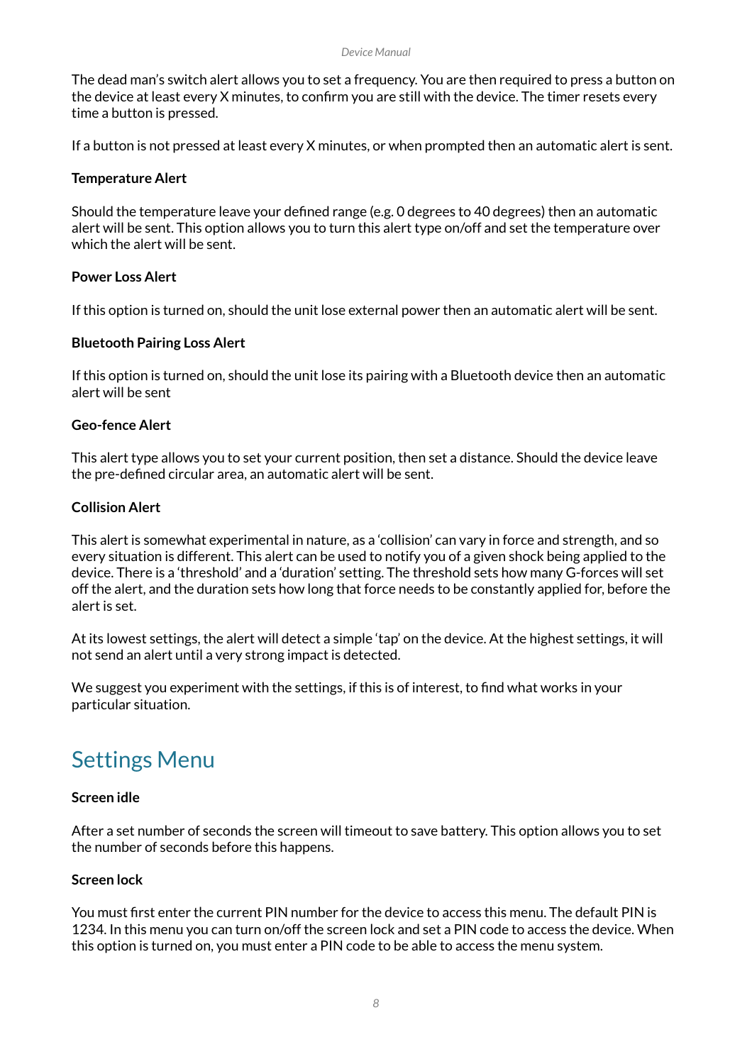The dead man's switch alert allows you to set a frequency. You are then required to press a button on the device at least every X minutes, to confirm you are still with the device. The timer resets every time a button is pressed.

If a button is not pressed at least every X minutes, or when prompted then an automatic alert is sent.

**Temperature Alert**

Should the temperature leave your defined range (e.g. 0 degrees to 40 degrees) then an automatic alert will be sent. This option allows you to turn this alert type on/off and set the temperature over which the alert will be sent.

**Power Loss Alert**

If this option is turned on, should the unit lose external power then an automatic alert will be sent.

**Bluetooth Pairing Loss Alert**

If this option is turned on, should the unit lose its pairing with a Bluetooth device then an automatic alert will be sent

**Geo-fence Alert**

This alert type allows you to set your current position, then set a distance. Should the device leave the pre-defined circular area, an automatic alert will be sent.

**Collision Alert**

This alert is somewhat experimental in nature, as a 'collision' can vary in force and strength, and so every situation is different. This alert can be used to notify you of a given shock being applied to the device. There is a 'threshold' and a 'duration' setting. The threshold sets how many G-forces will set off the alert, and the duration sets how long that force needs to be constantly applied for, before the alert is set.

At its lowest settings, the alert will detect a simple 'tap' on the device. At the highest settings, it will not send an alert until a very strong impact is detected.

We suggest you experiment with the settings, if this is of interest, to find what works in your particular situation.

## Settings Menu

**Screen idle**

After a set number of seconds the screen will timeout to save battery. This option allows you to set the number of seconds before this happens.

**Screen lock**

You must first enter the current PIN number for the device to access this menu. The default PIN is 1234. In this menu you can turn on/off the screen lock and set a PIN code to access the device. When this option is turned on, you must enter a PIN code to be able to access the menu system.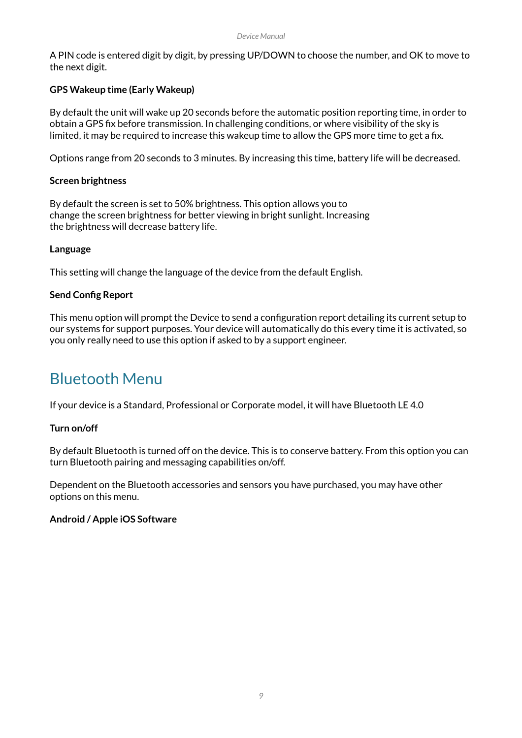A PIN code is entered digit by digit, by pressing UP/DOWN to choose the number, and OK to move to the next digit.

**GPS Wakeup time (Early Wakeup)**

By default the unit will wake up 20 seconds before the automatic position reporting time, in order to obtain a GPS fix before transmission. In challenging conditions, or where visibility of the sky is limited, it may be required to increase this wakeup time to allow the GPS more time to get a fix.

Options range from 20 seconds to 3 minutes. By increasing this time, battery life will be decreased.

**Screen brightness**

By default the screen is set to 50% brightness. This option allows you to change the screen brightness for better viewing in bright sunlight. Increasing the brightness will decrease battery life.

**Language**

This setting will change the language of the device from the default English.

**Send Config Report**

This menu option will prompt the Device to send a configuration report detailing its current setup to our systems for support purposes. Your device will automatically do this every time it is activated, so you only really need to use this option if asked to by a support engineer.

## Bluetooth Menu

If your device is a Standard, Professional or Corporate model, it will have Bluetooth LE 4.0

**Turn on/off**

By default Bluetooth is turned off on the device. This is to conserve battery. From this option you can turn Bluetooth pairing and messaging capabilities on/off.

Dependent on the Bluetooth accessories and sensors you have purchased, you may have other options on this menu.

**Android / Apple iOS Software**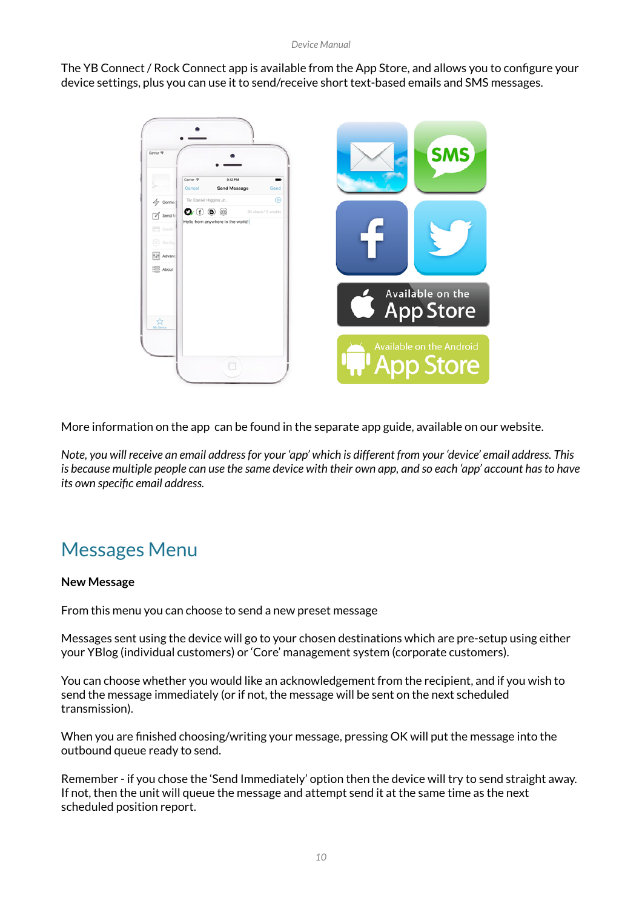The YB Connect / Rock Connect app is available from the App Store, and allows you to configure your device settings, plus you can use it to send/receive short text-based emails and SMS messages.

More information on the app  can be found in the separate app guide, available on our website.

*Note, you will receive an email address for your 'app' which is different from your 'device' email address. This is because multiple people can use the same device with their own app, and so each 'app' account has to have its own specific email address.*

## Messages Menu

**New Message**

From this menu you can choose to send a new preset message

Messages sent using the device will go to your chosen destinations which are pre-setup using either your YBlog (individual customers) or 'Core' management system (corporate customers).

You can choose whether you would like an acknowledgement from the recipient, and if you wish to send the message immediately (or if not, the message will be sent on the next scheduled transmission).

When you are finished choosing/writing your message, pressing OK will put the message into the outbound queue ready to send.

Remember - if you chose the 'Send Immediately' option then the device will try to send straight away. If not, then the unit will queue the message and attempt send it at the same time as the next scheduled position report.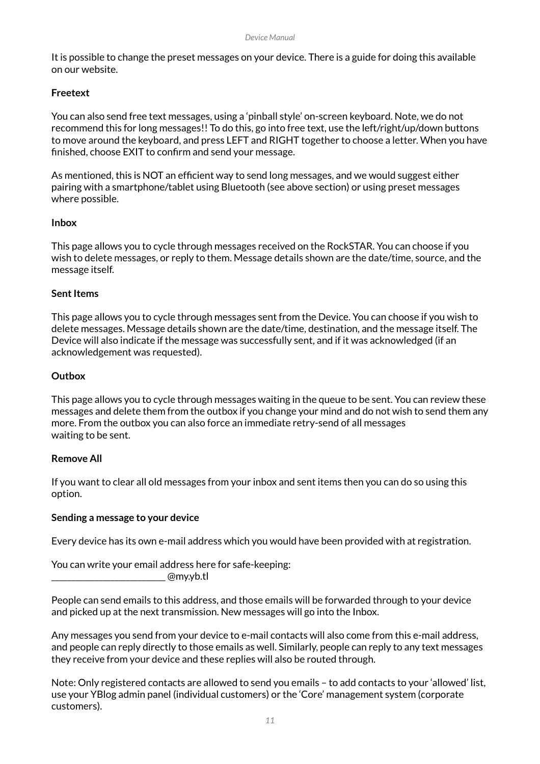It is possible to change the preset messages on your device. There is a guide for doing this available on our website.

**Freetext**

You can also send free text messages, using a 'pinball style' on-screen keyboard. Note, we do not recommend this for long messages!! To do this, go into free text, use the left/right/up/down buttons to move around the keyboard, and press LEFT and RIGHT together to choose a letter. When you have finished, choose EXIT to confirm and send your message.

As mentioned, this is NOT an efficient way to send long messages, and we would suggest either pairing with a smartphone/tablet using Bluetooth (see above section) or using preset messages where possible.

**Inbox**

This page allows you to cycle through messages received on the RockSTAR. You can choose if you wish to delete messages, or reply to them. Message details shown are the date/time, source, and the message itself.

**Sent Items**

This page allows you to cycle through messages sent from the Device. You can choose if you wish to delete messages. Message details shown are the date/time, destination, and the message itself. The Device will also indicate if the message was successfully sent, and if it was acknowledged (if an acknowledgement was requested).

**Outbox**

This page allows you to cycle through messages waiting in the queue to be sent. You can review these messages and delete them from the outbox if you change your mind and do not wish to send them any more. From the outbox you can also force an immediate retry-send of all messages waiting to be sent.

**Remove All**

If you want to clear all old messages from your inbox and sent items then you can do so using this option.

**Sending a message to your device**

Every device has its own e-mail address which you would have been provided with at registration.

You can write your email address here for safe-keeping:
_______________________ @my.yb.tl

People can send emails to this address, and those emails will be forwarded through to your device and picked up at the next transmission. New messages will go into the Inbox.

Any messages you send from your device to e-mail contacts will also come from this e-mail address, and people can reply directly to those emails as well. Similarly, people can reply to any text messages they receive from your device and these replies will also be routed through.

Note: Only registered contacts are allowed to send you emails – to add contacts to your 'allowed' list, use your YBlog admin panel (individual customers) or the 'Core' management system (corporate customers).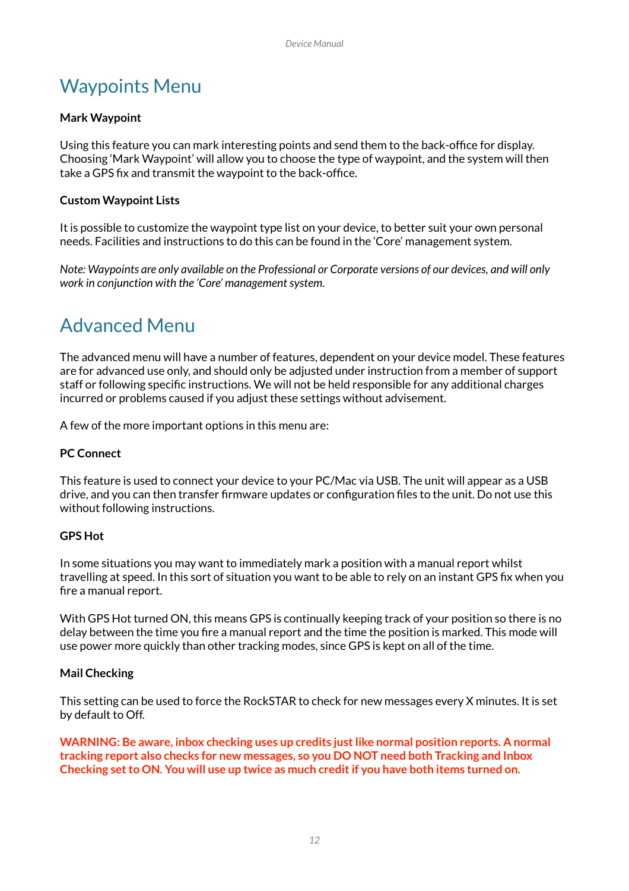## Waypoints Menu

**Mark Waypoint**

Using this feature you can mark interesting points and send them to the back-office for display. Choosing 'Mark Waypoint' will allow you to choose the type of waypoint, and the system will then take a GPS fix and transmit the waypoint to the back-office.

**Custom Waypoint Lists**

It is possible to customize the waypoint type list on your device, to better suit your own personal needs. Facilities and instructions to do this can be found in the 'Core' management system.

*Note: Waypoints are only available on the Professional or Corporate versions of our devices, and will only work in conjunction with the 'Core' management system.*

## Advanced Menu

The advanced menu will have a number of features, dependent on your device model. These features are for advanced use only, and should only be adjusted under instruction from a member of support staff or following specific instructions. We will not be held responsible for any additional charges incurred or problems caused if you adjust these settings without advisement.

A few of the more important options in this menu are:

**PC Connect**

This feature is used to connect your device to your PC/Mac via USB. The unit will appear as a USB drive, and you can then transfer firmware updates or configuration files to the unit. Do not use this without following instructions.

**GPS Hot**

In some situations you may want to immediately mark a position with a manual report whilst travelling at speed. In this sort of situation you want to be able to rely on an instant GPS fix when you fire a manual report.

With GPS Hot turned ON, this means GPS is continually keeping track of your position so there is no delay between the time you fire a manual report and the time the position is marked. This mode will use power more quickly than other tracking modes, since GPS is kept on all of the time.

**Mail Checking**

This setting can be used to force the RockSTAR to check for new messages every X minutes. It is set by default to Off.

**WARNING: Be aware, inbox checking uses up credits just like normal position reports. A normal tracking report also checks for new messages, so you DO NOT need both Tracking and Inbox Checking set to ON. You will use up twice as much credit if you have both items turned on.**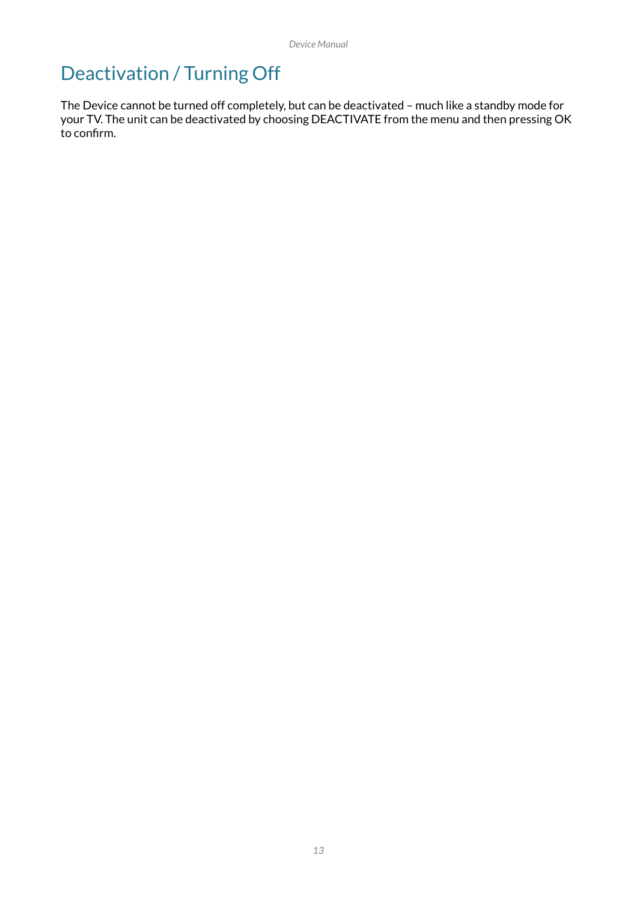# Deactivation / Turning Off

The Device cannot be turned off completely, but can be deactivated – much like a standby mode for your TV. The unit can be deactivated by choosing DEACTIVATE from the menu and then pressing OK to confirm.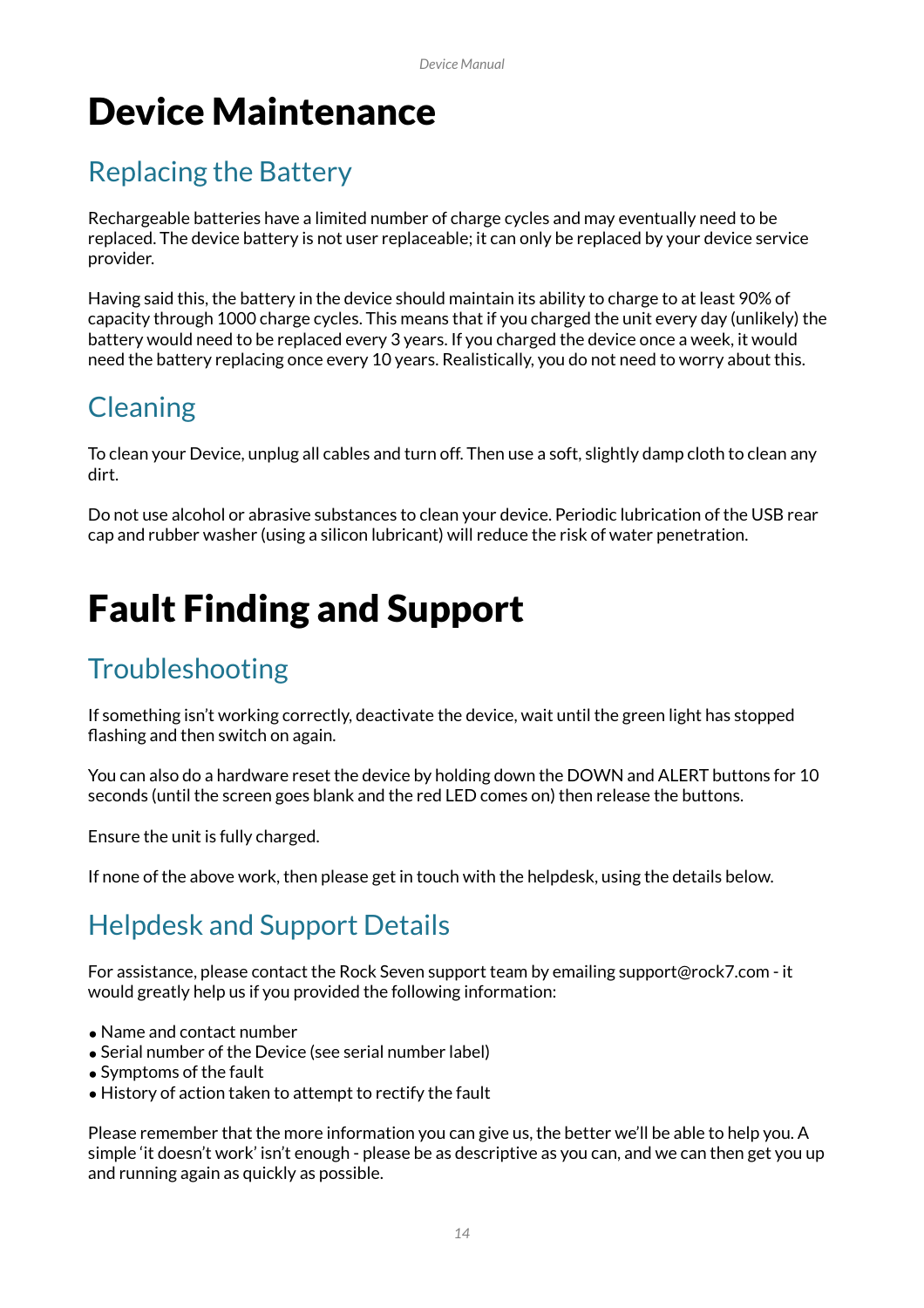# Device Maintenance

## Replacing the Battery

Rechargeable batteries have a limited number of charge cycles and may eventually need to be replaced. The device battery is not user replaceable; it can only be replaced by your device service provider.

Having said this, the battery in the device should maintain its ability to charge to at least 90% of capacity through 1000 charge cycles. This means that if you charged the unit every day (unlikely) the battery would need to be replaced every 3 years. If you charged the device once a week, it would need the battery replacing once every 10 years. Realistically, you do not need to worry about this.

## Cleaning

To clean your Device, unplug all cables and turn off. Then use a soft, slightly damp cloth to clean any dirt.

Do not use alcohol or abrasive substances to clean your device. Periodic lubrication of the USB rear cap and rubber washer (using a silicon lubricant) will reduce the risk of water penetration.

# Fault Finding and Support

## Troubleshooting

If something isn't working correctly, deactivate the device, wait until the green light has stopped flashing and then switch on again.

You can also do a hardware reset the device by holding down the DOWN and ALERT buttons for 10 seconds (until the screen goes blank and the red LED comes on) then release the buttons.

Ensure the unit is fully charged.

If none of the above work, then please get in touch with the helpdesk, using the details below.

## Helpdesk and Support Details

For assistance, please contact the Rock Seven support team by emailing support@rock7.com - it would greatly help us if you provided the following information:

- Name and contact number
- Serial number of the Device (see serial number label)
- Symptoms of the fault
- History of action taken to attempt to rectify the fault

Please remember that the more information you can give us, the better we'll be able to help you. A simple 'it doesn't work' isn't enough - please be as descriptive as you can, and we can then get you up and running again as quickly as possible.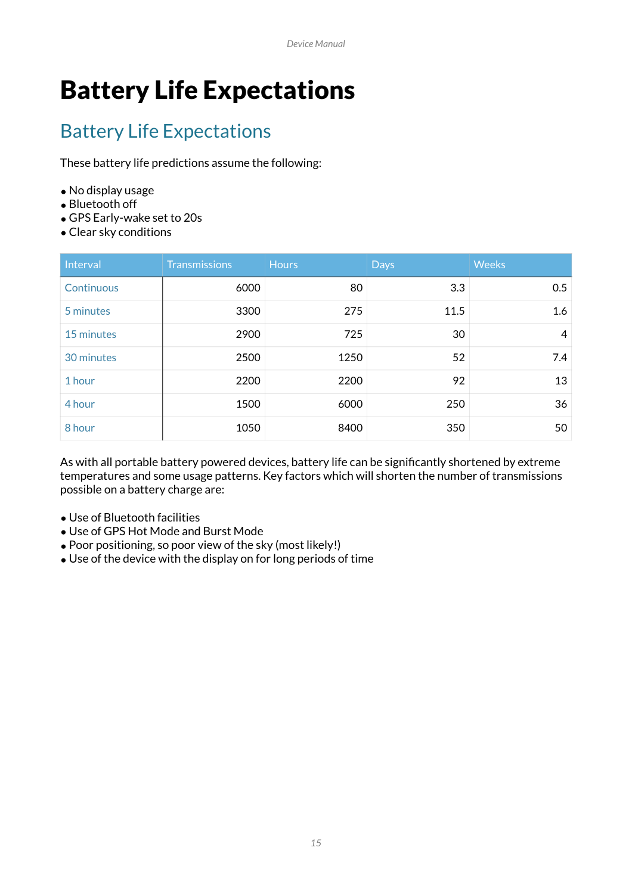# Battery Life Expectations

## Battery Life Expectations

These battery life predictions assume the following:

- No display usage
- Bluetooth off
- GPS Early-wake set to 20s
- Clear sky conditions

| Interval | Transmissions | Hours | Days | Weeks |
|---|---|---|---|---|
| Continuous | 6000 | 80 | 3.3 | 0.5 |
| 5 minutes | 3300 | 275 | 11.5 | 1.6 |
| 15 minutes | 2900 | 725 | 30 | 4 |
| 30 minutes | 2500 | 1250 | 52 | 7.4 |
| 1 hour | 2200 | 2200 | 92 | 13 |
| 4 hour | 1500 | 6000 | 250 | 36 |
| 8 hour | 1050 | 8400 | 350 | 50 |

As with all portable battery powered devices, battery life can be significantly shortened by extreme temperatures and some usage patterns. Key factors which will shorten the number of transmissions possible on a battery charge are:

- Use of Bluetooth facilities
- Use of GPS Hot Mode and Burst Mode
- Poor positioning, so poor view of the sky (most likely!)
- Use of the device with the display on for long periods of time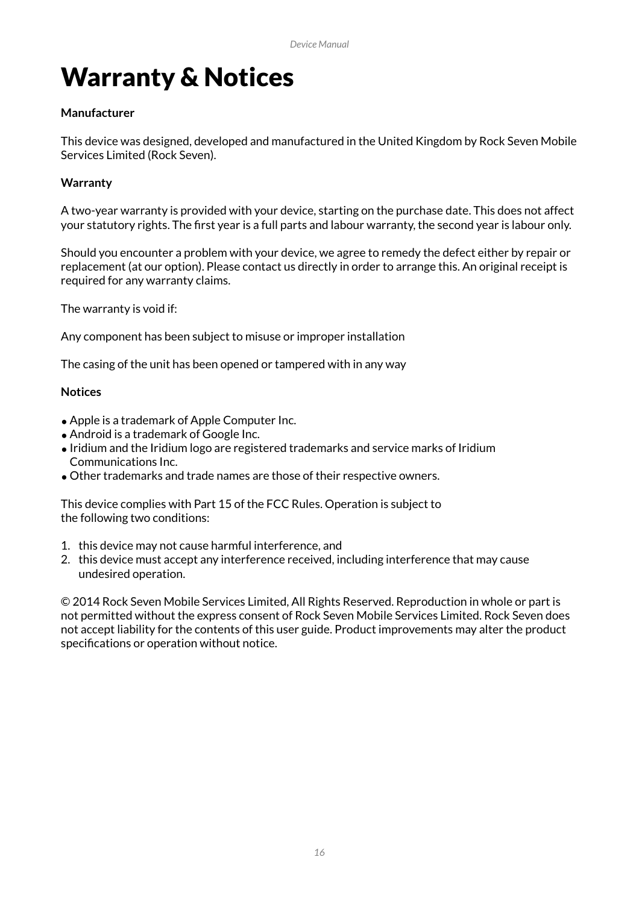# Warranty & Notices

**Manufacturer**

This device was designed, developed and manufactured in the United Kingdom by Rock Seven Mobile Services Limited (Rock Seven).

**Warranty**

A two-year warranty is provided with your device, starting on the purchase date. This does not affect your statutory rights. The first year is a full parts and labour warranty, the second year is labour only.

Should you encounter a problem with your device, we agree to remedy the defect either by repair or replacement (at our option). Please contact us directly in order to arrange this. An original receipt is required for any warranty claims.

The warranty is void if:

Any component has been subject to misuse or improper installation

The casing of the unit has been opened or tampered with in any way

**Notices**

- Apple is a trademark of Apple Computer Inc.
- Android is a trademark of Google Inc.
- Iridium and the Iridium logo are registered trademarks and service marks of Iridium Communications Inc.
- Other trademarks and trade names are those of their respective owners.

This device complies with Part 15 of the FCC Rules. Operation is subject to the following two conditions:

1. this device may not cause harmful interference, and
2. this device must accept any interference received, including interference that may cause undesired operation.

© 2014 Rock Seven Mobile Services Limited, All Rights Reserved. Reproduction in whole or part is not permitted without the express consent of Rock Seven Mobile Services Limited. Rock Seven does not accept liability for the contents of this user guide. Product improvements may alter the product specifications or operation without notice.